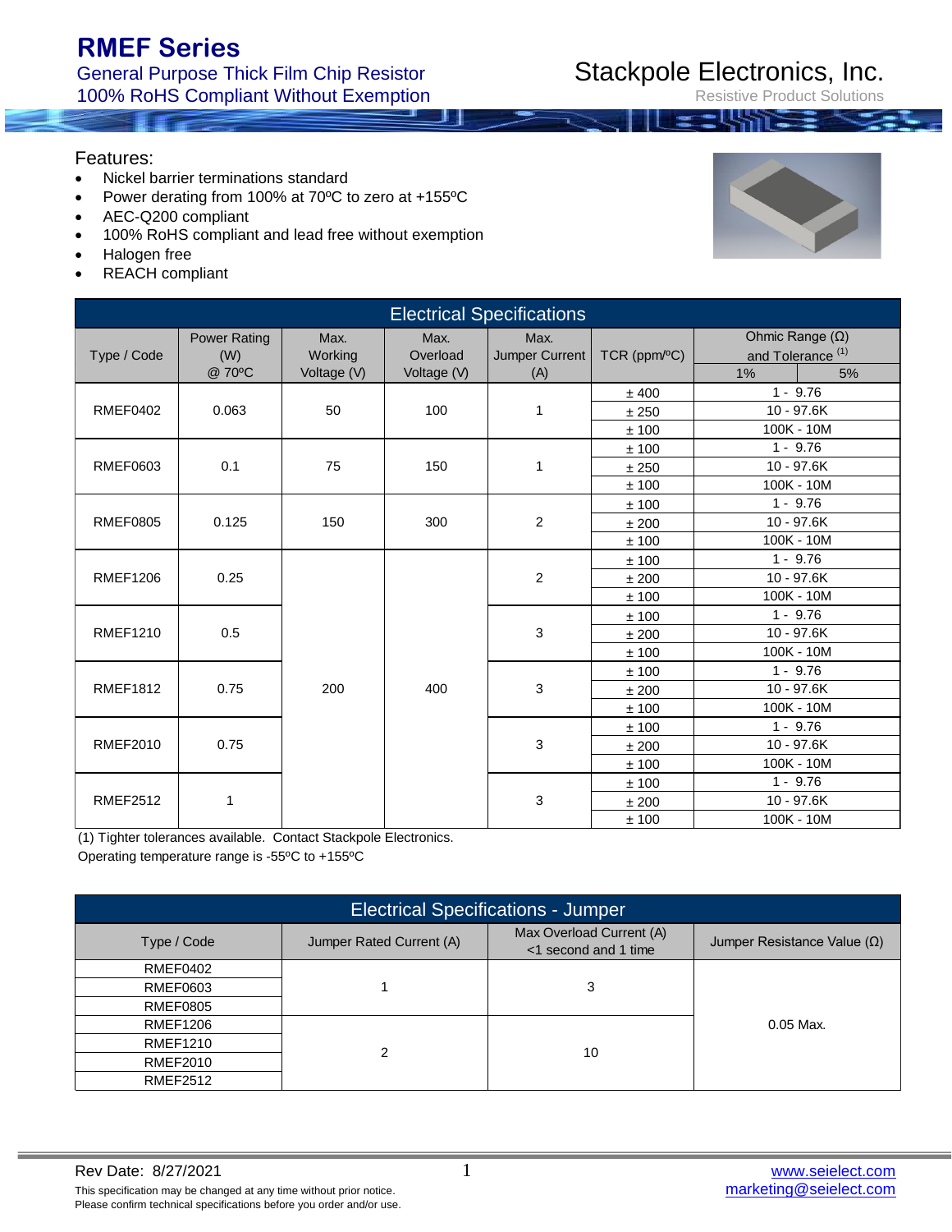# RMEF Series

General Purpose Thick Film Chip Resistor
100% RoHS Compliant Without Exemption

Stackpole Electronics, Inc.
Resistive Product Solutions

## Features:

- Nickel barrier terminations standard
- Power derating from 100% at 70ºC to zero at +155ºC
- AEC-Q200 compliant
- 100% RoHS compliant and lead free without exemption
- Halogen free
- REACH compliant

## Electrical Specifications

| Type / Code | Power Rating (W) @ 70ºC | Max. Working Voltage (V) | Max. Overload Voltage (V) | Max. Jumper Current (A) | TCR (ppm/ºC) | Ohmic Range (Ω) and Tolerance [(1)] 1% | 5% |
|---|---|---|---|---|---|---|---|
| RMEF0402 | 0.063 | 50 | 100 | 1 | ± 400 | 1 - 9.76 | |
| | | | | | ± 250 | 10 - 97.6K | |
| | | | | | ± 100 | 100K - 10M | |
| RMEF0603 | 0.1 | 75 | 150 | 1 | ± 100 | 1 - 9.76 | |
| | | | | | ± 250 | 10 - 97.6K | |
| | | | | | ± 100 | 100K - 10M | |
| RMEF0805 | 0.125 | 150 | 300 | 2 | ± 100 | 1 - 9.76 | |
| | | | | | ± 200 | 10 - 97.6K | |
| | | | | | ± 100 | 100K - 10M | |
| RMEF1206 | 0.25 | 200 | 400 | 2 | ± 100 | 1 - 9.76 | |
| | | | | | ± 200 | 10 - 97.6K | |
| | | | | | ± 100 | 100K - 10M | |
| RMEF1210 | 0.5 | 200 | 400 | 3 | ± 100 | 1 - 9.76 | |
| | | | | | ± 200 | 10 - 97.6K | |
| | | | | | ± 100 | 100K - 10M | |
| RMEF1812 | 0.75 | 200 | 400 | 3 | ± 100 | 1 - 9.76 | |
| | | | | | ± 200 | 10 - 97.6K | |
| | | | | | ± 100 | 100K - 10M | |
| RMEF2010 | 0.75 | 200 | 400 | 3 | ± 100 | 1 - 9.76 | |
| | | | | | ± 200 | 10 - 97.6K | |
| | | | | | ± 100 | 100K - 10M | |
| RMEF2512 | 1 | 200 | 400 | 3 | ± 100 | 1 - 9.76 | |
| | | | | | ± 200 | 10 - 97.6K | |
| | | | | | ± 100 | 100K - 10M | |

(1) Tighter tolerances available. Contact Stackpole Electronics.
Operating temperature range is -55ºC to +155ºC

## Electrical Specifications - Jumper

| Type / Code | Jumper Rated Current (A) | Max Overload Current (A) <1 second and 1 time | Jumper Resistance Value (Ω) |
|---|---|---|---|
| RMEF0402 | 1 | 3 | 0.05 Max. |
| RMEF0603 | 1 | 3 | 0.05 Max. |
| RMEF0805 | 1 | 3 | 0.05 Max. |
| RMEF1206 | 2 | 10 | 0.05 Max. |
| RMEF1210 | 2 | 10 | 0.05 Max. |
| RMEF2010 | 2 | 10 | 0.05 Max. |
| RMEF2512 | 2 | 10 | 0.05 Max. |

Rev Date: 8/27/2021

This specification may be changed at any time without prior notice.
Please confirm technical specifications before you order and/or use.

www.seielect.com
marketing@seielect.com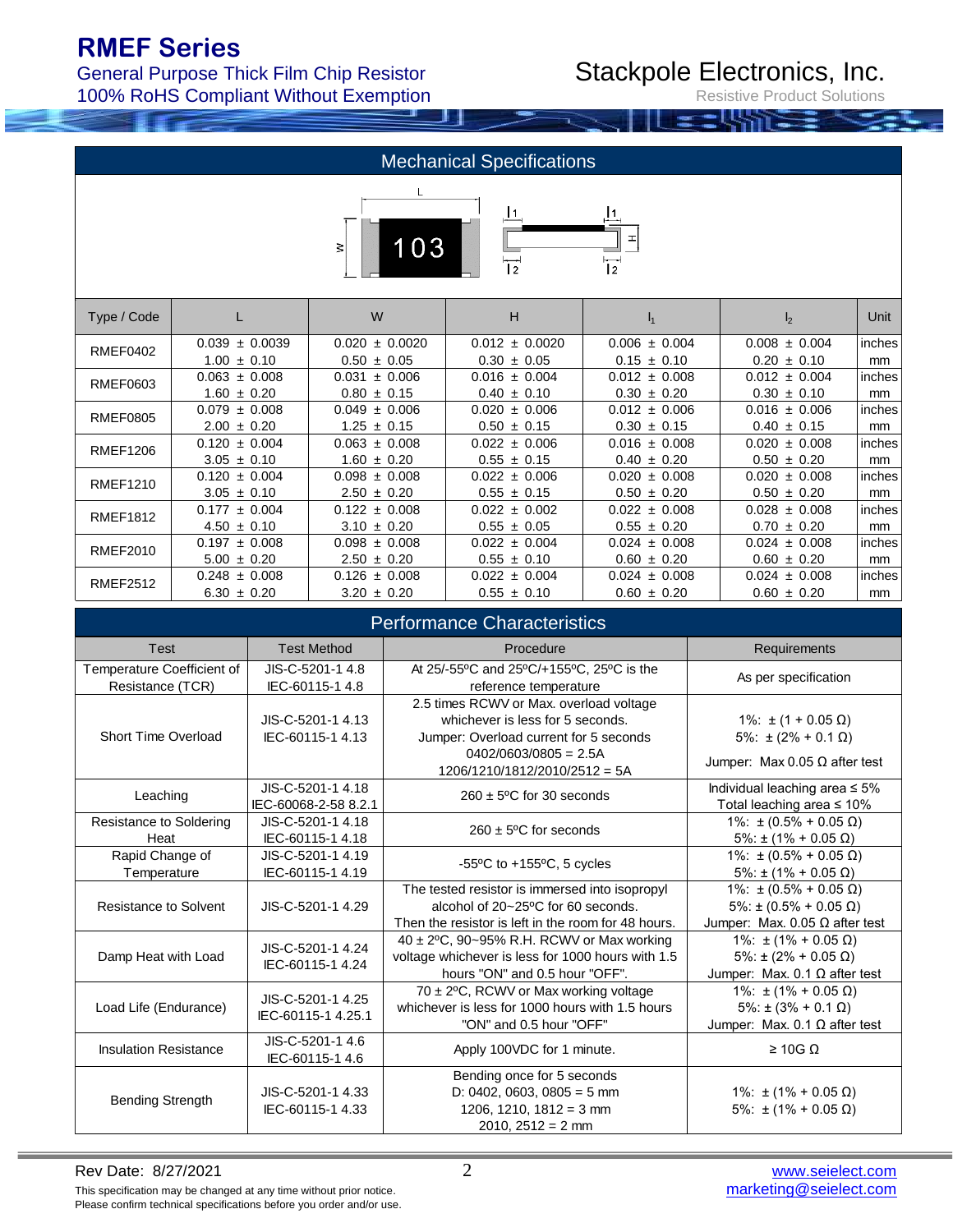# RMEF Series

General Purpose Thick Film Chip Resistor
100% RoHS Compliant Without Exemption

Stackpole Electronics, Inc.
Resistive Product Solutions

## Mechanical Specifications

| Type / Code | L | W | H | $l_1$ | $l_2$ | Unit |
|---|---|---|---|---|---|---|
| RMEF0402 | 0.039 ± 0.0039 | 0.020 ± 0.0020 | 0.012 ± 0.0020 | 0.006 ± 0.004 | 0.008 ± 0.004 | inches |
| | 1.00 ± 0.10 | 0.50 ± 0.05 | 0.30 ± 0.05 | 0.15 ± 0.10 | 0.20 ± 0.10 | mm |
| RMEF0603 | 0.063 ± 0.008 | 0.031 ± 0.006 | 0.016 ± 0.004 | 0.012 ± 0.008 | 0.012 ± 0.004 | inches |
| | 1.60 ± 0.20 | 0.80 ± 0.15 | 0.40 ± 0.10 | 0.30 ± 0.20 | 0.30 ± 0.10 | mm |
| RMEF0805 | 0.079 ± 0.008 | 0.049 ± 0.006 | 0.020 ± 0.006 | 0.012 ± 0.006 | 0.016 ± 0.006 | inches |
| | 2.00 ± 0.20 | 1.25 ± 0.15 | 0.50 ± 0.15 | 0.30 ± 0.15 | 0.40 ± 0.15 | mm |
| RMEF1206 | 0.120 ± 0.004 | 0.063 ± 0.008 | 0.022 ± 0.006 | 0.016 ± 0.008 | 0.020 ± 0.008 | inches |
| | 3.05 ± 0.10 | 1.60 ± 0.20 | 0.55 ± 0.15 | 0.40 ± 0.20 | 0.50 ± 0.20 | mm |
| RMEF1210 | 0.120 ± 0.004 | 0.098 ± 0.008 | 0.022 ± 0.006 | 0.020 ± 0.008 | 0.020 ± 0.008 | inches |
| | 3.05 ± 0.10 | 2.50 ± 0.20 | 0.55 ± 0.15 | 0.50 ± 0.20 | 0.50 ± 0.20 | mm |
| RMEF1812 | 0.177 ± 0.004 | 0.122 ± 0.008 | 0.022 ± 0.002 | 0.022 ± 0.008 | 0.028 ± 0.008 | inches |
| | 4.50 ± 0.10 | 3.10 ± 0.20 | 0.55 ± 0.05 | 0.55 ± 0.20 | 0.70 ± 0.20 | mm |
| RMEF2010 | 0.197 ± 0.008 | 0.098 ± 0.008 | 0.022 ± 0.004 | 0.024 ± 0.008 | 0.024 ± 0.008 | inches |
| | 5.00 ± 0.20 | 2.50 ± 0.20 | 0.55 ± 0.10 | 0.60 ± 0.20 | 0.60 ± 0.20 | mm |
| RMEF2512 | 0.248 ± 0.008 | 0.126 ± 0.008 | 0.022 ± 0.004 | 0.024 ± 0.008 | 0.024 ± 0.008 | inches |
| | 6.30 ± 0.20 | 3.20 ± 0.20 | 0.55 ± 0.10 | 0.60 ± 0.20 | 0.60 ± 0.20 | mm |

## Performance Characteristics

| Test | Test Method | Procedure | Requirements |
|---|---|---|---|
| Temperature Coefficient of Resistance (TCR) | JIS-C-5201-1 4.8<br>IEC-60115-1 4.8 | At 25/-55ºC and 25ºC/+155ºC, 25ºC is the reference temperature | As per specification |
| Short Time Overload | JIS-C-5201-1 4.13<br>IEC-60115-1 4.13 | 2.5 times RCWV or Max. overload voltage whichever is less for 5 seconds.<br>Jumper: Overload current for 5 seconds<br>0402/0603/0805 = 2.5A<br>1206/1210/1812/2010/2512 = 5A | 1%: ± (1 + 0.05 Ω)<br>5%: ± (2% + 0.1 Ω)<br>Jumper: Max 0.05 Ω after test |
| Leaching | JIS-C-5201-1 4.18<br>IEC-60068-2-58 8.2.1 | 260 ± 5ºC for 30 seconds | Individual leaching area ≤ 5%<br>Total leaching area ≤ 10% |
| Resistance to Soldering Heat | JIS-C-5201-1 4.18<br>IEC-60115-1 4.18 | 260 ± 5ºC for seconds | 1%: ± (0.5% + 0.05 Ω)<br>5%: ± (1% + 0.05 Ω) |
| Rapid Change of Temperature | JIS-C-5201-1 4.19<br>IEC-60115-1 4.19 | -55ºC to +155ºC, 5 cycles | 1%: ± (0.5% + 0.05 Ω)<br>5%: ± (1% + 0.05 Ω) |
| Resistance to Solvent | JIS-C-5201-1 4.29 | The tested resistor is immersed into isopropyl alcohol of 20~25ºC for 60 seconds. Then the resistor is left in the room for 48 hours. | 1%: ± (0.5% + 0.05 Ω)<br>5%: ± (0.5% + 0.05 Ω)<br>Jumper: Max. 0.05 Ω after test |
| Damp Heat with Load | JIS-C-5201-1 4.24<br>IEC-60115-1 4.24 | 40 ± 2ºC, 90~95% R.H. RCWV or Max working voltage whichever is less for 1000 hours with 1.5 hours "ON" and 0.5 hour "OFF". | 1%: ± (1% + 0.05 Ω)<br>5%: ± (2% + 0.05 Ω)<br>Jumper: Max. 0.1 Ω after test |
| Load Life (Endurance) | JIS-C-5201-1 4.25<br>IEC-60115-1 4.25.1 | 70 ± 2ºC, RCWV or Max working voltage whichever is less for 1000 hours with 1.5 hours "ON" and 0.5 hour "OFF" | 1%: ± (1% + 0.05 Ω)<br>5%: ± (3% + 0.1 Ω)<br>Jumper: Max. 0.1 Ω after test |
| Insulation Resistance | JIS-C-5201-1 4.6<br>IEC-60115-1 4.6 | Apply 100VDC for 1 minute. | ≥ 10G Ω |
| Bending Strength | JIS-C-5201-1 4.33<br>IEC-60115-1 4.33 | Bending once for 5 seconds<br>D: 0402, 0603, 0805 = 5 mm<br>1206, 1210, 1812 = 3 mm<br>2010, 2512 = 2 mm | 1%: ± (1% + 0.05 Ω)<br>5%: ± (1% + 0.05 Ω) |

Rev Date: 8/27/2021

This specification may be changed at any time without prior notice.
Please confirm technical specifications before you order and/or use.

www.seielect.com
marketing@seielect.com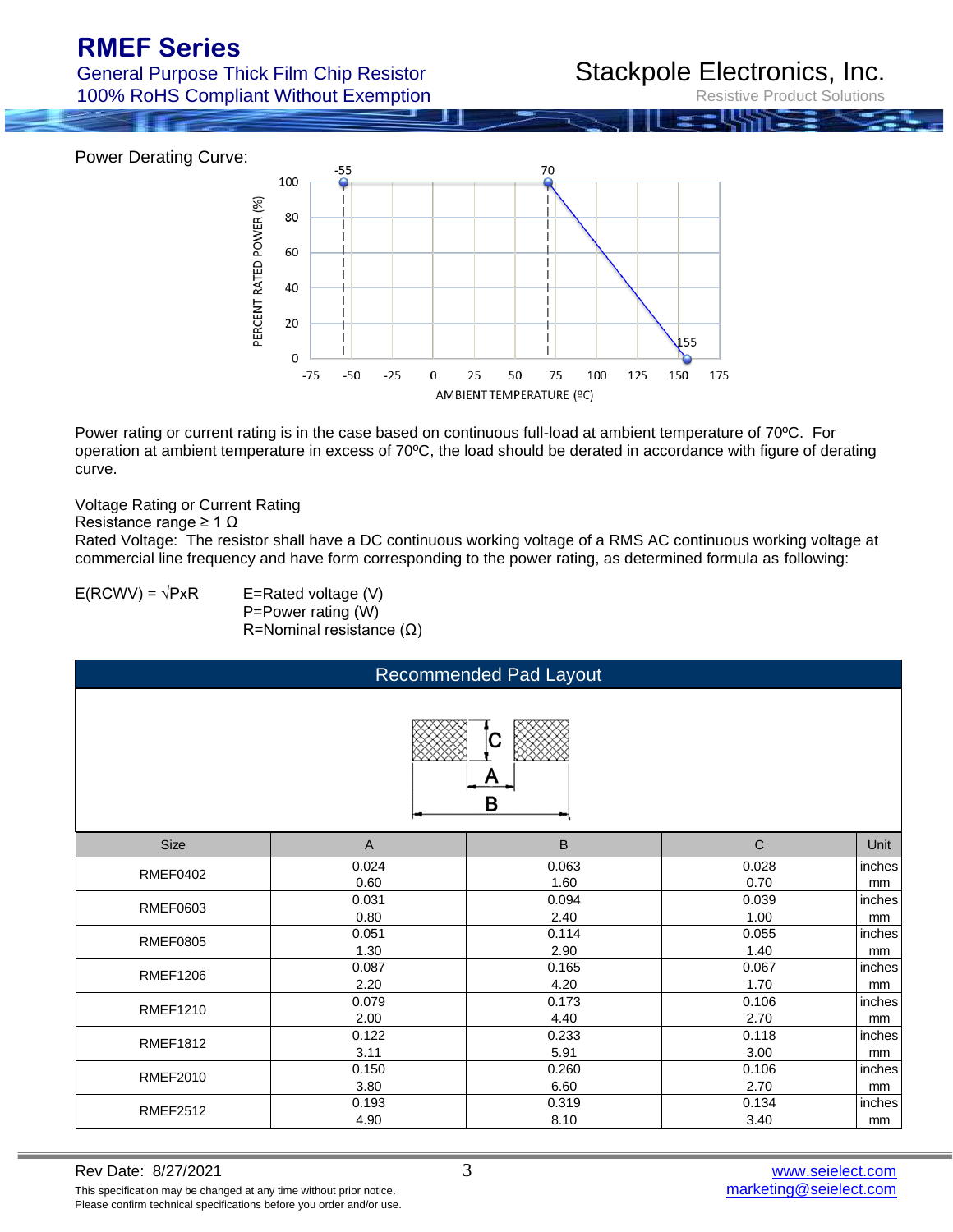Power Derating Curve:

Power rating or current rating is in the case based on continuous full-load at ambient temperature of 70ºC. For operation at ambient temperature in excess of 70ºC, the load should be derated in accordance with figure of derating curve.

Voltage Rating or Current Rating

Resistance range ≥ 1 Ω

Rated Voltage: The resistor shall have a DC continuous working voltage of a RMS AC continuous working voltage at commercial line frequency and have form corresponding to the power rating, as determined formula as following:

$E(RCWV) = \sqrt{P \times R}$

E=Rated voltage (V)
P=Power rating (W)
R=Nominal resistance (Ω)

## Recommended Pad Layout

| Size | A | B | C | Unit |
|---|---|---|---|---|
| RMEF0402 | 0.024 | 0.063 | 0.028 | inches |
| | 0.60 | 1.60 | 0.70 | mm |
| RMEF0603 | 0.031 | 0.094 | 0.039 | inches |
| | 0.80 | 2.40 | 1.00 | mm |
| RMEF0805 | 0.051 | 0.114 | 0.055 | inches |
| | 1.30 | 2.90 | 1.40 | mm |
| RMEF1206 | 0.087 | 0.165 | 0.067 | inches |
| | 2.20 | 4.20 | 1.70 | mm |
| RMEF1210 | 0.079 | 0.173 | 0.106 | inches |
| | 2.00 | 4.40 | 2.70 | mm |
| RMEF1812 | 0.122 | 0.233 | 0.118 | inches |
| | 3.11 | 5.91 | 3.00 | mm |
| RMEF2010 | 0.150 | 0.260 | 0.106 | inches |
| | 3.80 | 6.60 | 2.70 | mm |
| RMEF2512 | 0.193 | 0.319 | 0.134 | inches |
| | 4.90 | 8.10 | 3.40 | mm |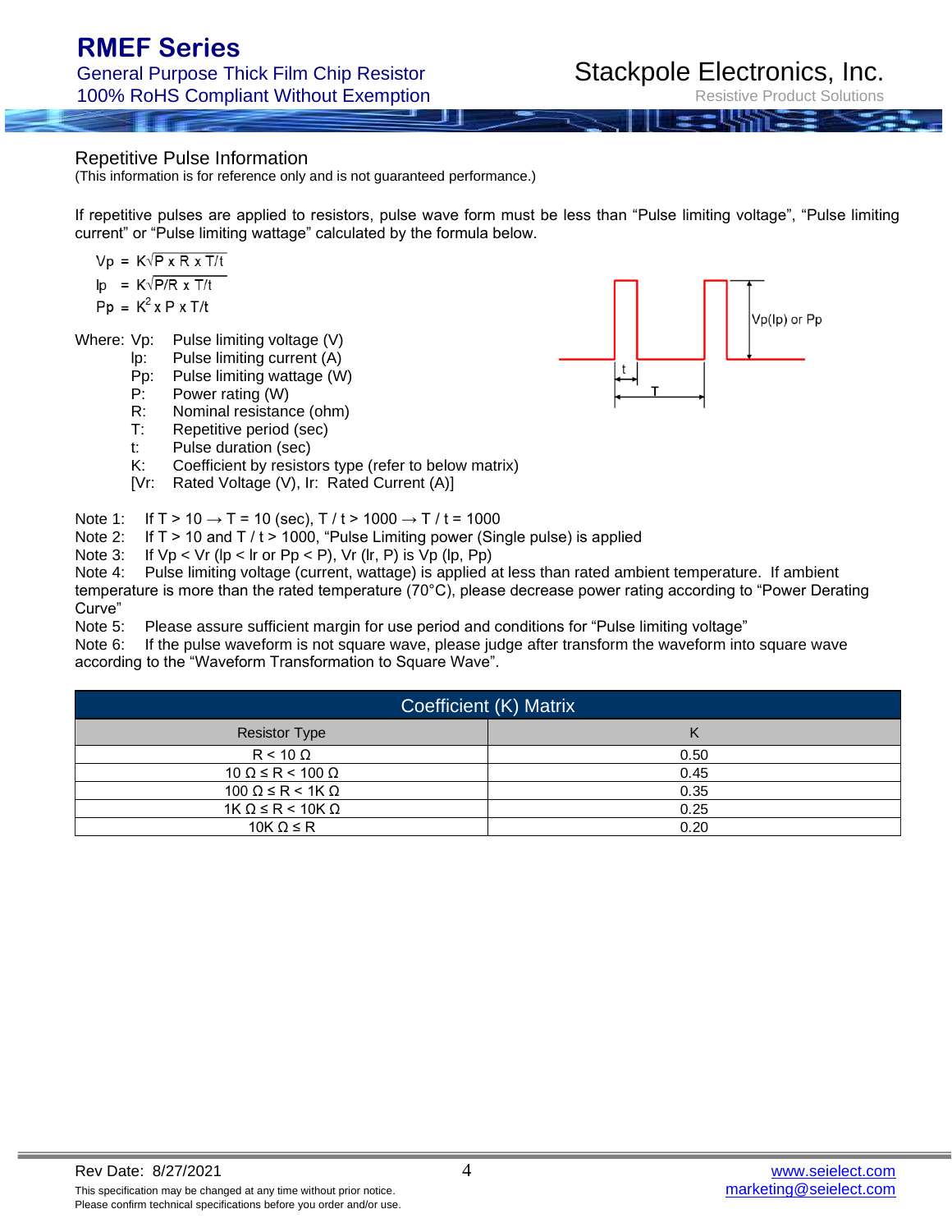## Repetitive Pulse Information

(This information is for reference only and is not guaranteed performance.)

If repetitive pulses are applied to resistors, pulse wave form must be less than "Pulse limiting voltage", "Pulse limiting current" or "Pulse limiting wattage" calculated by the formula below.

$Vp = K\sqrt{P \times R \times T/t}$

$Ip = K\sqrt{P/R \times T/t}$

$Pp = K^2 \times P \times T/t$

Vp(Ip) or Pp

t

T

Where:
- Vp: Pulse limiting voltage (V)
- Ip: Pulse limiting current (A)
- Pp: Pulse limiting wattage (W)
- P: Power rating (W)
- R: Nominal resistance (ohm)
- T: Repetitive period (sec)
- t: Pulse duration (sec)
- K: Coefficient by resistors type (refer to below matrix)
- [Vr: Rated Voltage (V), Ir: Rated Current (A)]

Note 1: If T > 10 → T = 10 (sec), T / t > 1000 → T / t = 1000

Note 2: If T > 10 and T / t > 1000, "Pulse Limiting power (Single pulse) is applied

Note 3: If Vp < Vr (Ip < Ir or Pp < P), Vr (Ir, P) is Vp (Ip, Pp)

Note 4: Pulse limiting voltage (current, wattage) is applied at less than rated ambient temperature. If ambient temperature is more than the rated temperature (70°C), please decrease power rating according to "Power Derating Curve"

Note 5: Please assure sufficient margin for use period and conditions for "Pulse limiting voltage"

Note 6: If the pulse waveform is not square wave, please judge after transform the waveform into square wave according to the "Waveform Transformation to Square Wave".

| Coefficient (K) Matrix | |
|---|---|
| Resistor Type | K |
| R < 10 Ω | 0.50 |
| 10 Ω ≤ R < 100 Ω | 0.45 |
| 100 Ω ≤ R < 1K Ω | 0.35 |
| 1K Ω ≤ R < 10K Ω | 0.25 |
| 10K Ω ≤ R | 0.20 |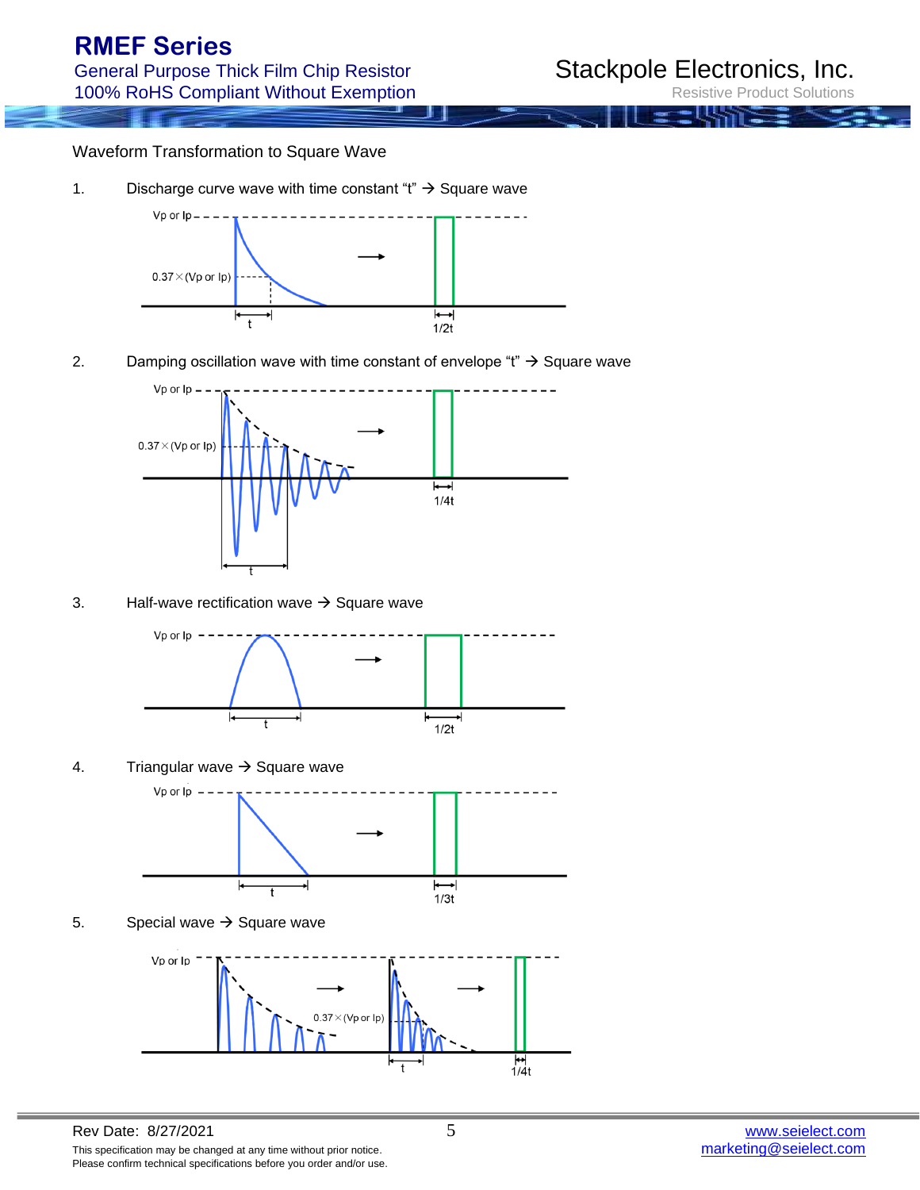Waveform Transformation to Square Wave

1. Discharge curve wave with time constant "t" → Square wave

Vp or Ip

0.37×(Vp or Ip)

t

1/2t

2. Damping oscillation wave with time constant of envelope "t" → Square wave

Vp or Ip

0.37×(Vp or Ip)

t

1/4t

3. Half-wave rectification wave → Square wave

Vp or Ip

t

1/2t

4. Triangular wave → Square wave

Vp or Ip

t

1/3t

5. Special wave → Square wave

Vp or Ip

0.37×(Vp or Ip)

t

1/4t

Rev Date: 8/27/2021

This specification may be changed at any time without prior notice.
Please confirm technical specifications before you order and/or use.

www.seielect.com
marketing@seielect.com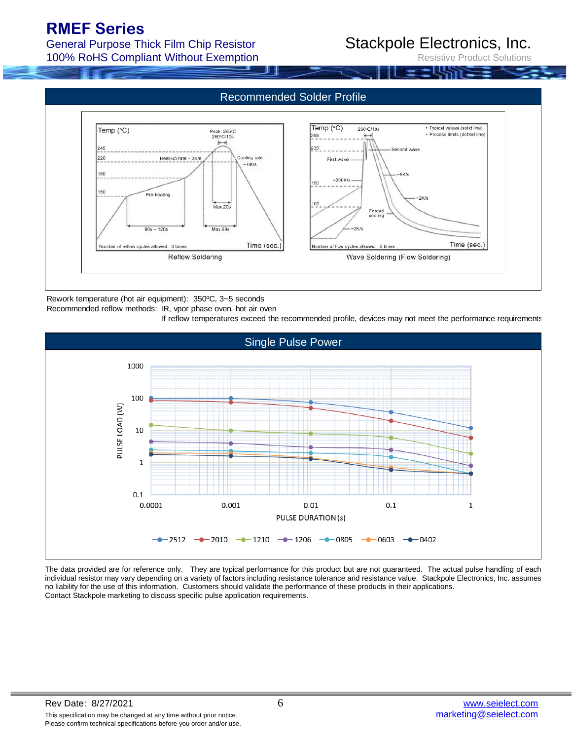## Recommended Solder Profile

Temp (°C)

Peak: 265°C
260°C/10s

245
220 Heat-up rate ~ 3K/s
Cooling rate ~ 6K/s
180
150 Pre-heating
Max 20s
90s ~ 120s Max 60s

Number of reflow cycles allowed: 3 times
Time (sec.)

Reflow Soldering

Temp (°C)
260°C/10s
• Typical values (solid line)
• Process limits (dotted line)
265
235 Second wave
First wave
~5K/s
~200K/s
150
~2K/s
100
Forced cooling
~2K/s
Number of flow cycles allowed: 2 times
Time (sec.)

Wave Soldering (Flow Soldering)

Rework temperature (hot air equipment): 350ºC, 3~5 seconds

Recommended reflow methods: IR, vpor phase oven, hot air oven

If reflow temperatures exceed the recommended profile, devices may not meet the performance requirements

## Single Pulse Power

PULSE LOAD (W): 0.1, 1, 10, 100, 1000

PULSE DURATION (s): 0.0001, 0.001, 0.01, 0.1, 1

2512, 2010, 1210, 1206, 0805, 0603, 0402

The data provided are for reference only. They are typical performance for this product but are not guaranteed. The actual pulse handling of each individual resistor may vary depending on a variety of factors including resistance tolerance and resistance value. Stackpole Electronics, Inc. assumes no liability for the use of this information. Customers should validate the performance of these products in their applications. Contact Stackpole marketing to discuss specific pulse application requirements.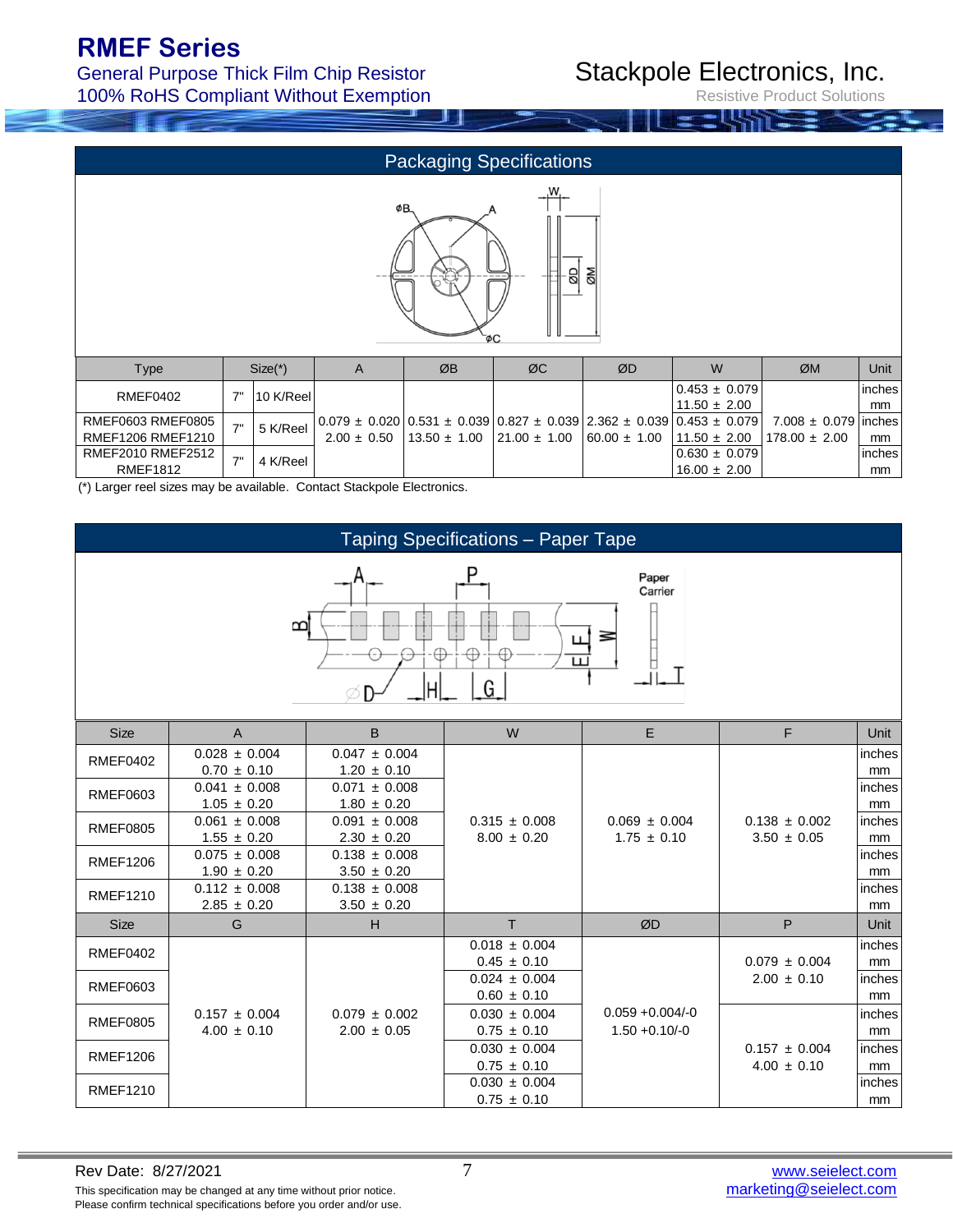## Packaging Specifications

| Type | Size(*) | | A | ØB | ØC | ØD | W | ØM | Unit |
|---|---|---|---|---|---|---|---|---|---|
| RMEF0402 | 7" | 10 K/Reel | 0.079 ± 0.020<br>2.00 ± 0.50 | 0.531 ± 0.039<br>13.50 ± 1.00 | 0.827 ± 0.039<br>21.00 ± 1.00 | 2.362 ± 0.039<br>60.00 ± 1.00 | 0.453 ± 0.079<br>11.50 ± 2.00 | 7.008 ± 0.079<br>178.00 ± 2.00 | inches<br>mm |
| RMEF0603 RMEF0805 RMEF1206 RMEF1210 | 7" | 5 K/Reel | | | | | 0.453 ± 0.079<br>11.50 ± 2.00 | | inches<br>mm |
| RMEF2010 RMEF2512 RMEF1812 | 7" | 4 K/Reel | | | | | 0.630 ± 0.079<br>16.00 ± 2.00 | | inches<br>mm |

(*) Larger reel sizes may be available. Contact Stackpole Electronics.

## Taping Specifications – Paper Tape

| Size | A | B | W | E | F | Unit |
|---|---|---|---|---|---|---|
| RMEF0402 | 0.028 ± 0.004<br>0.70 ± 0.10 | 0.047 ± 0.004<br>1.20 ± 0.10 | 0.315 ± 0.008<br>8.00 ± 0.20 | 0.069 ± 0.004<br>1.75 ± 0.10 | 0.138 ± 0.002<br>3.50 ± 0.05 | inches<br>mm |
| RMEF0603 | 0.041 ± 0.008<br>1.05 ± 0.20 | 0.071 ± 0.008<br>1.80 ± 0.20 | | | | inches<br>mm |
| RMEF0805 | 0.061 ± 0.008<br>1.55 ± 0.20 | 0.091 ± 0.008<br>2.30 ± 0.20 | | | | inches<br>mm |
| RMEF1206 | 0.075 ± 0.008<br>1.90 ± 0.20 | 0.138 ± 0.008<br>3.50 ± 0.20 | | | | inches<br>mm |
| RMEF1210 | 0.112 ± 0.008<br>2.85 ± 0.20 | 0.138 ± 0.008<br>3.50 ± 0.20 | | | | inches<br>mm |

| Size | G | H | T | ØD | P | Unit |
|---|---|---|---|---|---|---|
| RMEF0402 | 0.157 ± 0.004<br>4.00 ± 0.10 | 0.079 ± 0.002<br>2.00 ± 0.05 | 0.018 ± 0.004<br>0.45 ± 0.10 | 0.059 +0.004/-0<br>1.50 +0.10/-0 | 0.079 ± 0.004<br>2.00 ± 0.10 | inches<br>mm |
| RMEF0603 | | | 0.024 ± 0.004<br>0.60 ± 0.10 | | | inches<br>mm |
| RMEF0805 | | | 0.030 ± 0.004<br>0.75 ± 0.10 | | 0.157 ± 0.004<br>4.00 ± 0.10 | inches<br>mm |
| RMEF1206 | | | 0.030 ± 0.004<br>0.75 ± 0.10 | | | inches<br>mm |
| RMEF1210 | | | 0.030 ± 0.004<br>0.75 ± 0.10 | | | inches<br>mm |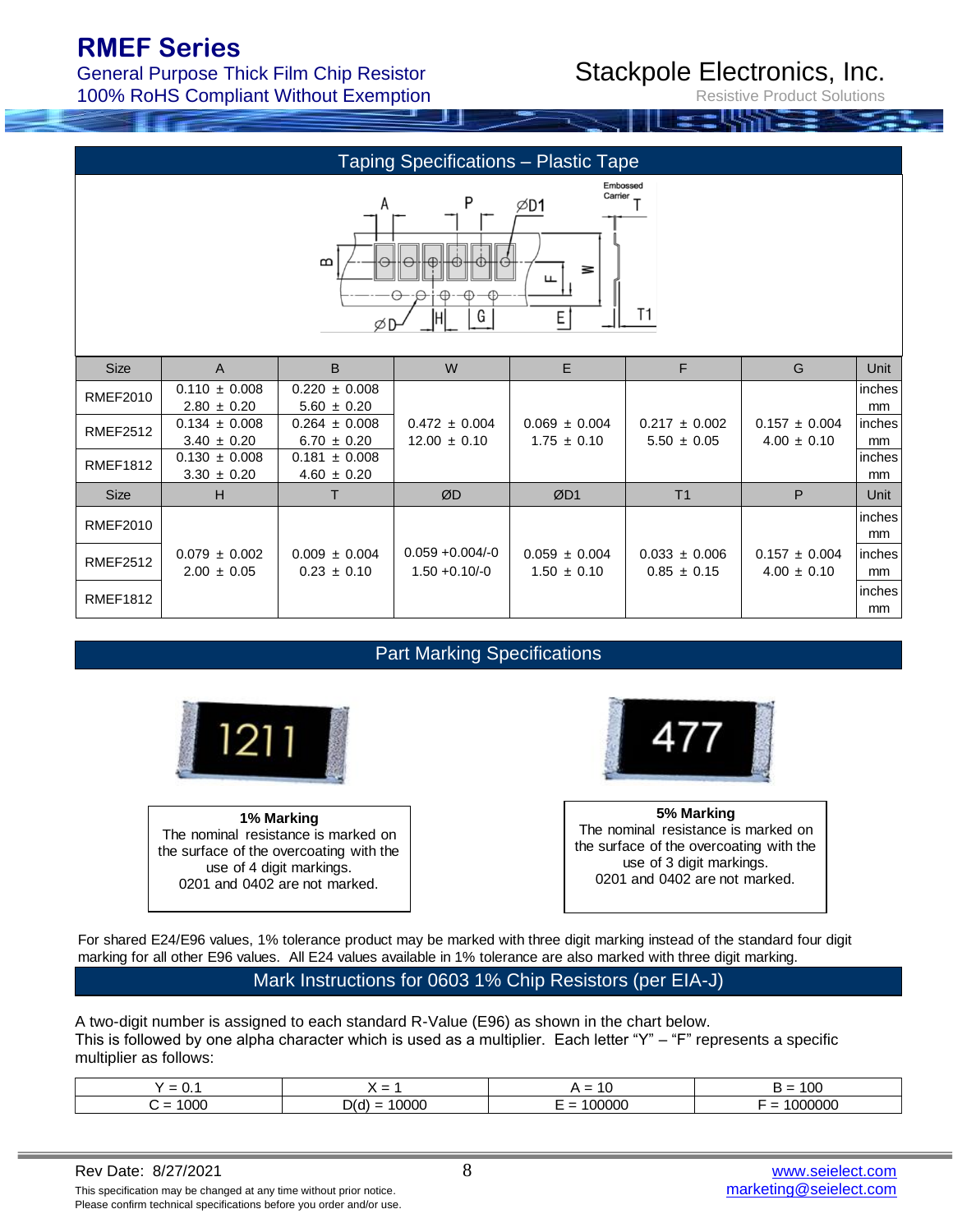## Taping Specifications – Plastic Tape

| Size | A | B | W | E | F | G | Unit |
|---|---|---|---|---|---|---|---|
| RMEF2010 | 0.110 ± 0.008<br>2.80 ± 0.20 | 0.220 ± 0.008<br>5.60 ± 0.20 | 0.472 ± 0.004<br>12.00 ± 0.10 | 0.069 ± 0.004<br>1.75 ± 0.10 | 0.217 ± 0.002<br>5.50 ± 0.05 | 0.157 ± 0.004<br>4.00 ± 0.10 | inches<br>mm |
| RMEF2512 | 0.134 ± 0.008<br>3.40 ± 0.20 | 0.264 ± 0.008<br>6.70 ± 0.20 | | | | | inches<br>mm |
| RMEF1812 | 0.130 ± 0.008<br>3.30 ± 0.20 | 0.181 ± 0.008<br>4.60 ± 0.20 | | | | | inches<br>mm |

| Size | H | T | ØD | ØD1 | T1 | P | Unit |
|---|---|---|---|---|---|---|---|
| RMEF2010 | 0.079 ± 0.002<br>2.00 ± 0.05 | 0.009 ± 0.004<br>0.23 ± 0.10 | 0.059 +0.004/-0<br>1.50 +0.10/-0 | 0.059 ± 0.004<br>1.50 ± 0.10 | 0.033 ± 0.006<br>0.85 ± 0.15 | 0.157 ± 0.004<br>4.00 ± 0.10 | inches<br>mm |
| RMEF2512 | | | | | | | inches<br>mm |
| RMEF1812 | | | | | | | inches<br>mm |

## Part Marking Specifications

**1% Marking**
The nominal resistance is marked on the surface of the overcoating with the use of 4 digit markings.
0201 and 0402 are not marked.

**5% Marking**
The nominal resistance is marked on the surface of the overcoating with the use of 3 digit markings.
0201 and 0402 are not marked.

For shared E24/E96 values, 1% tolerance product may be marked with three digit marking instead of the standard four digit marking for all other E96 values. All E24 values available in 1% tolerance are also marked with three digit marking.

## Mark Instructions for 0603 1% Chip Resistors (per EIA-J)

A two-digit number is assigned to each standard R-Value (E96) as shown in the chart below.
This is followed by one alpha character which is used as a multiplier. Each letter "Y" – "F" represents a specific multiplier as follows:

| Y = 0.1 | X = 1 | A = 10 | B = 100 |
|---|---|---|---|
| C = 1000 | D(d) = 10000 | E = 100000 | F = 1000000 |

Rev Date: 8/27/2021

This specification may be changed at any time without prior notice.
Please confirm technical specifications before you order and/or use.

www.seielect.com
marketing@seielect.com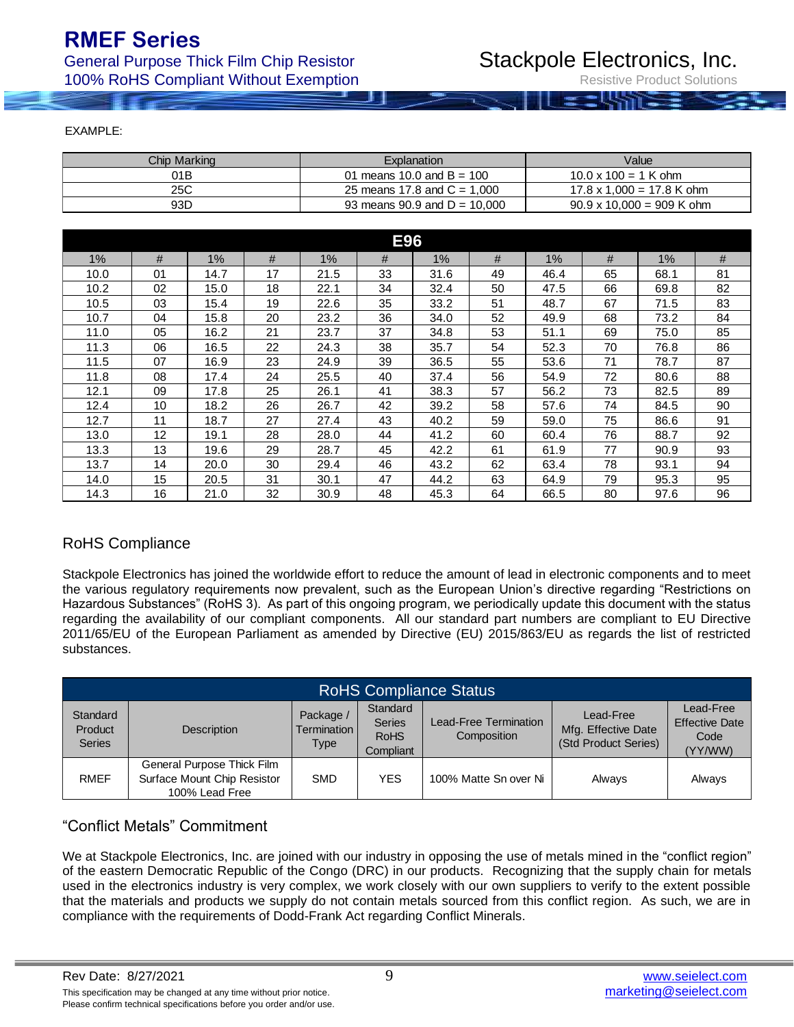EXAMPLE:

| Chip Marking | Explanation | Value |
|---|---|---|
| 01B | 01 means 10.0 and B = 100 | 10.0 x 100 = 1 K ohm |
| 25C | 25 means 17.8 and C = 1,000 | 17.8 x 1,000 = 17.8 K ohm |
| 93D | 93 means 90.9 and D = 10,000 | 90.9 x 10,000 = 909 K ohm |

| E96 | | | | | | | | | | | |
|---|---|---|---|---|---|---|---|---|---|---|---|
| 1% | # | 1% | # | 1% | # | 1% | # | 1% | # | 1% | # |
| 10.0 | 01 | 14.7 | 17 | 21.5 | 33 | 31.6 | 49 | 46.4 | 65 | 68.1 | 81 |
| 10.2 | 02 | 15.0 | 18 | 22.1 | 34 | 32.4 | 50 | 47.5 | 66 | 69.8 | 82 |
| 10.5 | 03 | 15.4 | 19 | 22.6 | 35 | 33.2 | 51 | 48.7 | 67 | 71.5 | 83 |
| 10.7 | 04 | 15.8 | 20 | 23.2 | 36 | 34.0 | 52 | 49.9 | 68 | 73.2 | 84 |
| 11.0 | 05 | 16.2 | 21 | 23.7 | 37 | 34.8 | 53 | 51.1 | 69 | 75.0 | 85 |
| 11.3 | 06 | 16.5 | 22 | 24.3 | 38 | 35.7 | 54 | 52.3 | 70 | 76.8 | 86 |
| 11.5 | 07 | 16.9 | 23 | 24.9 | 39 | 36.5 | 55 | 53.6 | 71 | 78.7 | 87 |
| 11.8 | 08 | 17.4 | 24 | 25.5 | 40 | 37.4 | 56 | 54.9 | 72 | 80.6 | 88 |
| 12.1 | 09 | 17.8 | 25 | 26.1 | 41 | 38.3 | 57 | 56.2 | 73 | 82.5 | 89 |
| 12.4 | 10 | 18.2 | 26 | 26.7 | 42 | 39.2 | 58 | 57.6 | 74 | 84.5 | 90 |
| 12.7 | 11 | 18.7 | 27 | 27.4 | 43 | 40.2 | 59 | 59.0 | 75 | 86.6 | 91 |
| 13.0 | 12 | 19.1 | 28 | 28.0 | 44 | 41.2 | 60 | 60.4 | 76 | 88.7 | 92 |
| 13.3 | 13 | 19.6 | 29 | 28.7 | 45 | 42.2 | 61 | 61.9 | 77 | 90.9 | 93 |
| 13.7 | 14 | 20.0 | 30 | 29.4 | 46 | 43.2 | 62 | 63.4 | 78 | 93.1 | 94 |
| 14.0 | 15 | 20.5 | 31 | 30.1 | 47 | 44.2 | 63 | 64.9 | 79 | 95.3 | 95 |
| 14.3 | 16 | 21.0 | 32 | 30.9 | 48 | 45.3 | 64 | 66.5 | 80 | 97.6 | 96 |

## RoHS Compliance

Stackpole Electronics has joined the worldwide effort to reduce the amount of lead in electronic components and to meet the various regulatory requirements now prevalent, such as the European Union's directive regarding "Restrictions on Hazardous Substances" (RoHS 3). As part of this ongoing program, we periodically update this document with the status regarding the availability of our compliant components. All our standard part numbers are compliant to EU Directive 2011/65/EU of the European Parliament as amended by Directive (EU) 2015/863/EU as regards the list of restricted substances.

| RoHS Compliance Status | | | | | | |
|---|---|---|---|---|---|---|
| Standard Product Series | Description | Package / Termination Type | Standard Series RoHS Compliant | Lead-Free Termination Composition | Lead-Free Mfg. Effective Date (Std Product Series) | Lead-Free Effective Date Code (YY/WW) |
| RMEF | General Purpose Thick Film Surface Mount Chip Resistor 100% Lead Free | SMD | YES | 100% Matte Sn over Ni | Always | Always |

## "Conflict Metals" Commitment

We at Stackpole Electronics, Inc. are joined with our industry in opposing the use of metals mined in the "conflict region" of the eastern Democratic Republic of the Congo (DRC) in our products. Recognizing that the supply chain for metals used in the electronics industry is very complex, we work closely with our own suppliers to verify to the extent possible that the materials and products we supply do not contain metals sourced from this conflict region. As such, we are in compliance with the requirements of Dodd-Frank Act regarding Conflict Minerals.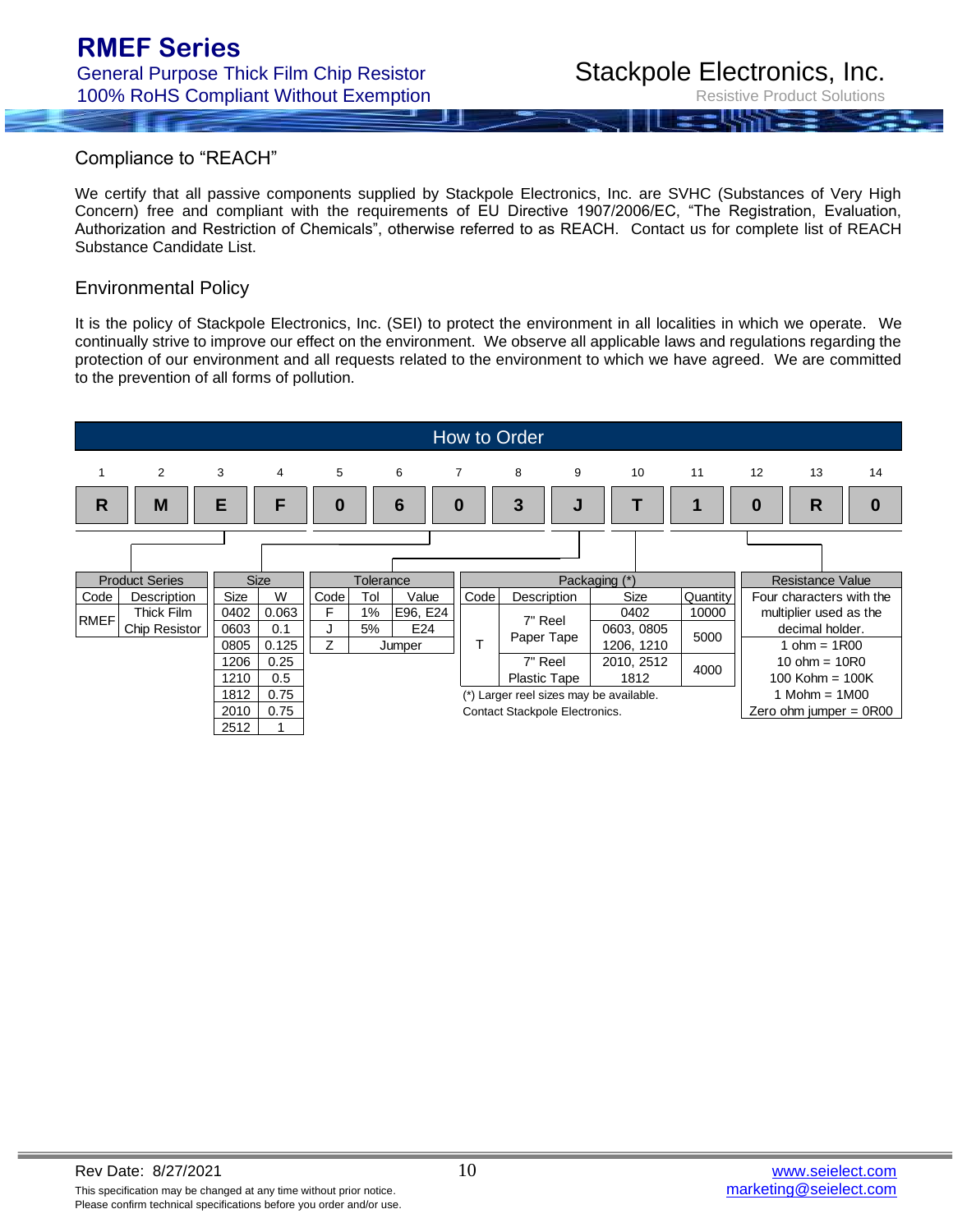## Compliance to "REACH"

We certify that all passive components supplied by Stackpole Electronics, Inc. are SVHC (Substances of Very High Concern) free and compliant with the requirements of EU Directive 1907/2006/EC, "The Registration, Evaluation, Authorization and Restriction of Chemicals", otherwise referred to as REACH. Contact us for complete list of REACH Substance Candidate List.

## Environmental Policy

It is the policy of Stackpole Electronics, Inc. (SEI) to protect the environment in all localities in which we operate. We continually strive to improve our effect on the environment. We observe all applicable laws and regulations regarding the protection of our environment and all requests related to the environment to which we have agreed. We are committed to the prevention of all forms of pollution.

## How to Order

| 1 | 2 | 3 | 4 | 5 | 6 | 7 | 8 | 9 | 10 | 11 | 12 | 13 | 14 |
|---|---|---|---|---|---|---|---|---|---|---|---|---|---|
| R | M | E | F | 0 | 6 | 0 | 3 | J | T | 1 | 0 | R | 0 |

**Product Series**

| Code | Description |
|---|---|
| RMEF | Thick Film Chip Resistor |

**Size**

| Size | W |
|---|---|
| 0402 | 0.063 |
| 0603 | 0.1 |
| 0805 | 0.125 |
| 1206 | 0.25 |
| 1210 | 0.5 |
| 1812 | 0.75 |
| 2010 | 0.75 |
| 2512 | 1 |

**Tolerance**

| Code | Tol | Value |
|---|---|---|
| F | 1% | E96, E24 |
| J | 5% | E24 |
| Z | Jumper | |

**Packaging (*)**

| Code | Description | Size | Quantity |
|---|---|---|---|
| T | 7" Reel Paper Tape | 0402 | 10000 |
| T | 7" Reel Paper Tape | 0603, 0805 1206, 1210 | 5000 |
| T | 7" Reel Plastic Tape | 2010, 2512 1812 | 4000 |

(*) Larger reel sizes may be available. Contact Stackpole Electronics.

**Resistance Value**

Four characters with the multiplier used as the decimal holder.

- 1 ohm = 1R00
- 10 ohm = 10R0
- 100 Kohm = 100K
- 1 Mohm = 1M00
- Zero ohm jumper = 0R00

Rev Date: 8/27/2021

This specification may be changed at any time without prior notice.
Please confirm technical specifications before you order and/or use.

www.seielect.com
marketing@seielect.com